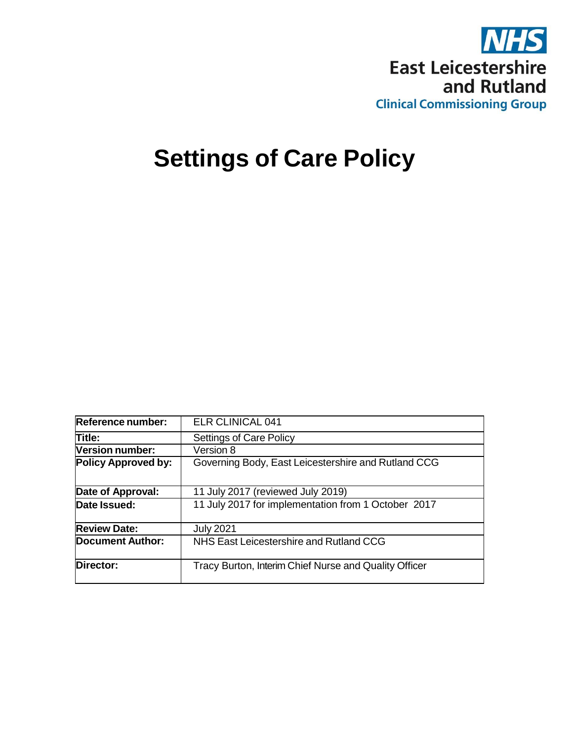NHS
East Leicestershire and Rutland
Clinical Commissioning Group

# Settings of Care Policy

| | |
|---|---|
| **Reference number:** | ELR CLINICAL 041 |
| **Title:** | Settings of Care Policy |
| **Version number:** | Version 8 |
| **Policy Approved by:** | Governing Body, East Leicestershire and Rutland CCG |
| **Date of Approval:** | 11 July 2017 (reviewed July 2019) |
| **Date Issued:** | 11 July 2017 for implementation from 1 October 2017 |
| **Review Date:** | July 2021 |
| **Document Author:** | NHS East Leicestershire and Rutland CCG |
| **Director:** | Tracy Burton, Interim Chief Nurse and Quality Officer |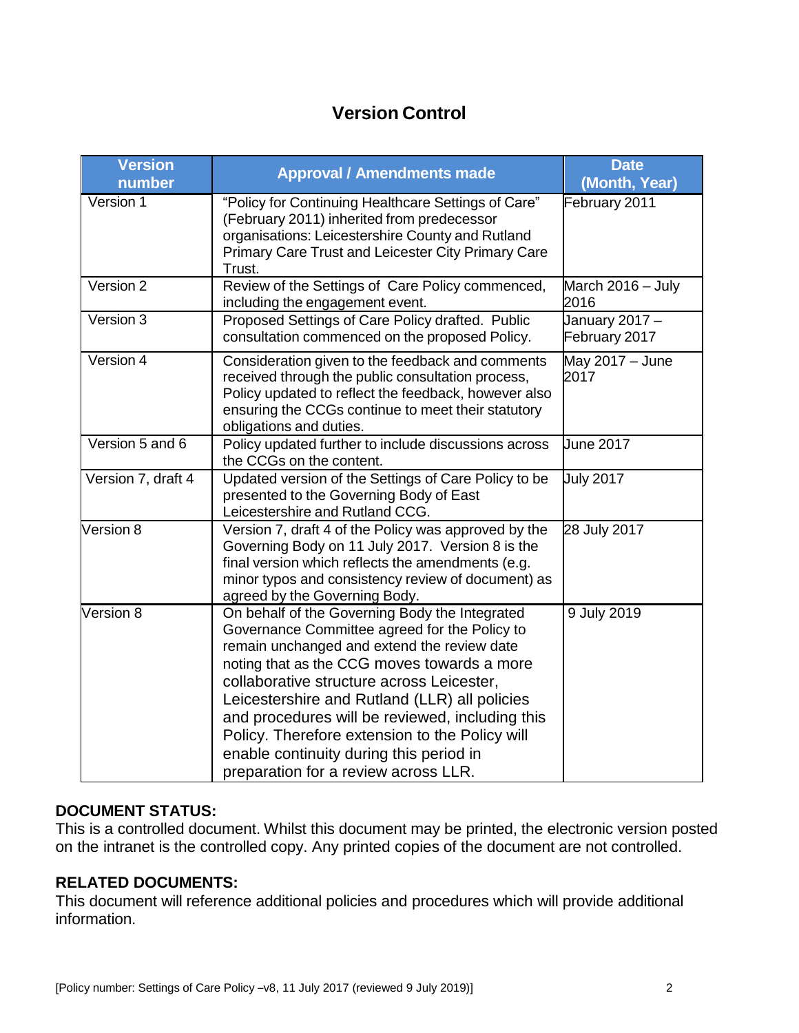## Version Control

| Version number | Approval / Amendments made | Date (Month, Year) |
|---|---|---|
| Version 1 | "Policy for Continuing Healthcare Settings of Care" (February 2011) inherited from predecessor organisations: Leicestershire County and Rutland Primary Care Trust and Leicester City Primary Care Trust. | February 2011 |
| Version 2 | Review of the Settings of Care Policy commenced, including the engagement event. | March 2016 – July 2016 |
| Version 3 | Proposed Settings of Care Policy drafted. Public consultation commenced on the proposed Policy. | January 2017 – February 2017 |
| Version 4 | Consideration given to the feedback and comments received through the public consultation process, Policy updated to reflect the feedback, however also ensuring the CCGs continue to meet their statutory obligations and duties. | May 2017 – June 2017 |
| Version 5 and 6 | Policy updated further to include discussions across the CCGs on the content. | June 2017 |
| Version 7, draft 4 | Updated version of the Settings of Care Policy to be presented to the Governing Body of East Leicestershire and Rutland CCG. | July 2017 |
| Version 8 | Version 7, draft 4 of the Policy was approved by the Governing Body on 11 July 2017. Version 8 is the final version which reflects the amendments (e.g. minor typos and consistency review of document) as agreed by the Governing Body. | 28 July 2017 |
| Version 8 | On behalf of the Governing Body the Integrated Governance Committee agreed for the Policy to remain unchanged and extend the review date noting that as the CCG moves towards a more collaborative structure across Leicester, Leicestershire and Rutland (LLR) all policies and procedures will be reviewed, including this Policy. Therefore extension to the Policy will enable continuity during this period in preparation for a review across LLR. | 9 July 2019 |

**DOCUMENT STATUS:**
This is a controlled document. Whilst this document may be printed, the electronic version posted on the intranet is the controlled copy. Any printed copies of the document are not controlled.

**RELATED DOCUMENTS:**
This document will reference additional policies and procedures which will provide additional information.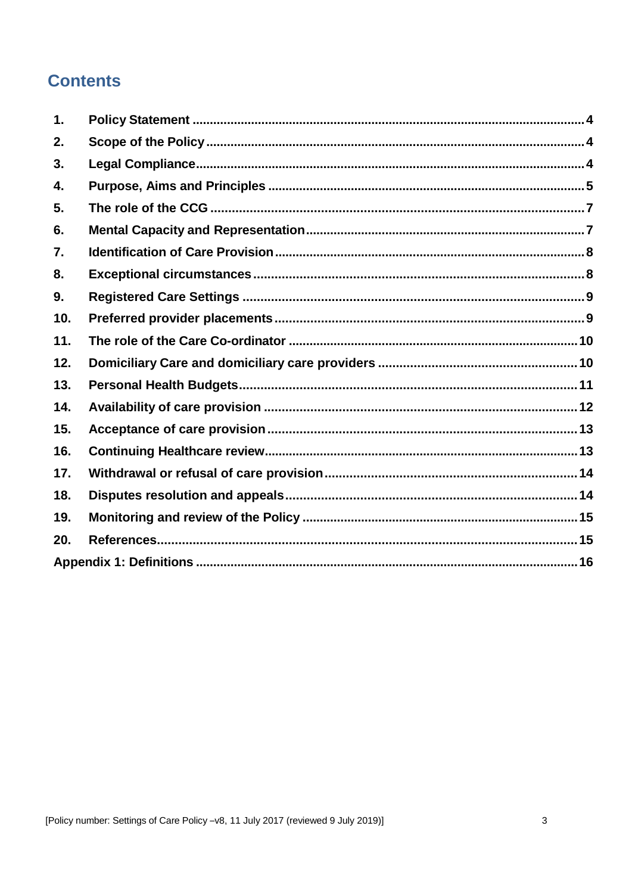## Contents

1. Policy Statement ..... 4
2. Scope of the Policy ..... 4
3. Legal Compliance ..... 4
4. Purpose, Aims and Principles ..... 5
5. The role of the CCG ..... 7
6. Mental Capacity and Representation ..... 7
7. Identification of Care Provision ..... 8
8. Exceptional circumstances ..... 8
9. Registered Care Settings ..... 9
10. Preferred provider placements ..... 9
11. The role of the Care Co-ordinator ..... 10
12. Domiciliary Care and domiciliary care providers ..... 10
13. Personal Health Budgets ..... 11
14. Availability of care provision ..... 12
15. Acceptance of care provision ..... 13
16. Continuing Healthcare review ..... 13
17. Withdrawal or refusal of care provision ..... 14
18. Disputes resolution and appeals ..... 14
19. Monitoring and review of the Policy ..... 15
20. References ..... 15

Appendix 1: Definitions ..... 16

[Policy number: Settings of Care Policy –v8, 11 July 2017 (reviewed 9 July 2019)]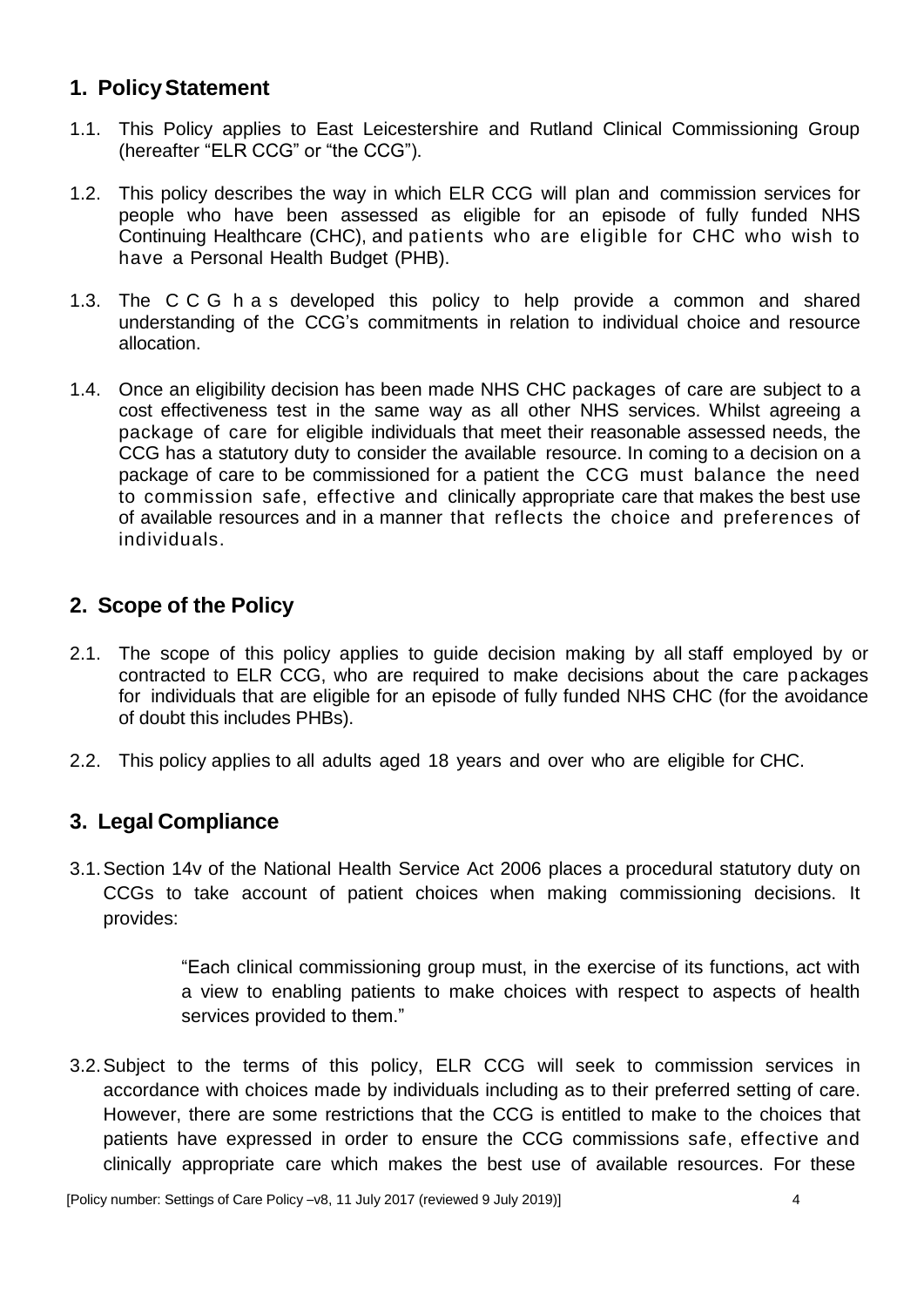## 1. Policy Statement

1.1. This Policy applies to East Leicestershire and Rutland Clinical Commissioning Group (hereafter "ELR CCG" or "the CCG").

1.2. This policy describes the way in which ELR CCG will plan and commission services for people who have been assessed as eligible for an episode of fully funded NHS Continuing Healthcare (CHC), and patients who are eligible for CHC who wish to have a Personal Health Budget (PHB).

1.3. The CCG has developed this policy to help provide a common and shared understanding of the CCG's commitments in relation to individual choice and resource allocation.

1.4. Once an eligibility decision has been made NHS CHC packages of care are subject to a cost effectiveness test in the same way as all other NHS services. Whilst agreeing a package of care for eligible individuals that meet their reasonable assessed needs, the CCG has a statutory duty to consider the available resource. In coming to a decision on a package of care to be commissioned for a patient the CCG must balance the need to commission safe, effective and clinically appropriate care that makes the best use of available resources and in a manner that reflects the choice and preferences of individuals.

## 2. Scope of the Policy

2.1. The scope of this policy applies to guide decision making by all staff employed by or contracted to ELR CCG, who are required to make decisions about the care packages for individuals that are eligible for an episode of fully funded NHS CHC (for the avoidance of doubt this includes PHBs).

2.2. This policy applies to all adults aged 18 years and over who are eligible for CHC.

## 3. Legal Compliance

3.1. Section 14v of the National Health Service Act 2006 places a procedural statutory duty on CCGs to take account of patient choices when making commissioning decisions. It provides:

> "Each clinical commissioning group must, in the exercise of its functions, act with a view to enabling patients to make choices with respect to aspects of health services provided to them."

3.2. Subject to the terms of this policy, ELR CCG will seek to commission services in accordance with choices made by individuals including as to their preferred setting of care. However, there are some restrictions that the CCG is entitled to make to the choices that patients have expressed in order to ensure the CCG commissions safe, effective and clinically appropriate care which makes the best use of available resources. For these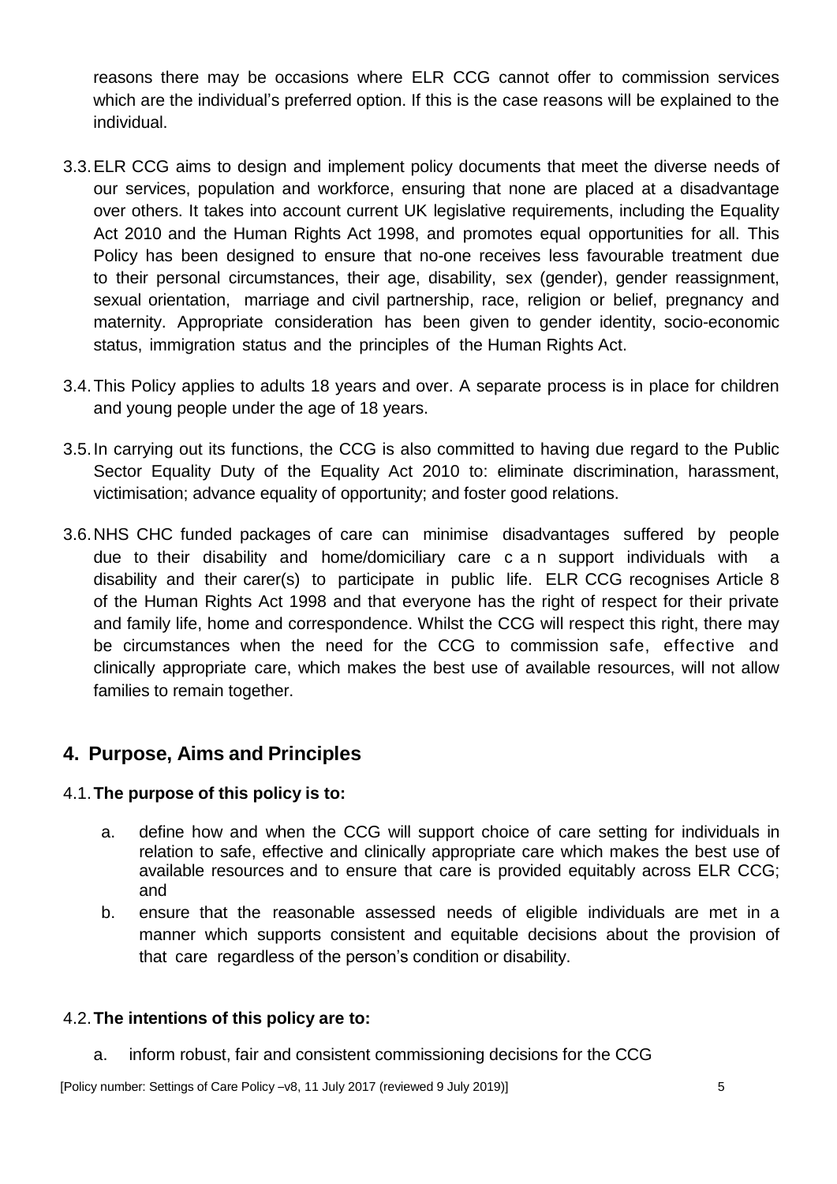reasons there may be occasions where ELR CCG cannot offer to commission services which are the individual's preferred option. If this is the case reasons will be explained to the individual.

3.3. ELR CCG aims to design and implement policy documents that meet the diverse needs of our services, population and workforce, ensuring that none are placed at a disadvantage over others. It takes into account current UK legislative requirements, including the Equality Act 2010 and the Human Rights Act 1998, and promotes equal opportunities for all. This Policy has been designed to ensure that no-one receives less favourable treatment due to their personal circumstances, their age, disability, sex (gender), gender reassignment, sexual orientation, marriage and civil partnership, race, religion or belief, pregnancy and maternity. Appropriate consideration has been given to gender identity, socio-economic status, immigration status and the principles of the Human Rights Act.

3.4. This Policy applies to adults 18 years and over. A separate process is in place for children and young people under the age of 18 years.

3.5. In carrying out its functions, the CCG is also committed to having due regard to the Public Sector Equality Duty of the Equality Act 2010 to: eliminate discrimination, harassment, victimisation; advance equality of opportunity; and foster good relations.

3.6. NHS CHC funded packages of care can minimise disadvantages suffered by people due to their disability and home/domiciliary care can support individuals with a disability and their carer(s) to participate in public life. ELR CCG recognises Article 8 of the Human Rights Act 1998 and that everyone has the right of respect for their private and family life, home and correspondence. Whilst the CCG will respect this right, there may be circumstances when the need for the CCG to commission safe, effective and clinically appropriate care, which makes the best use of available resources, will not allow families to remain together.

## 4. Purpose, Aims and Principles

4.1. **The purpose of this policy is to:**

a. define how and when the CCG will support choice of care setting for individuals in relation to safe, effective and clinically appropriate care which makes the best use of available resources and to ensure that care is provided equitably across ELR CCG; and

b. ensure that the reasonable assessed needs of eligible individuals are met in a manner which supports consistent and equitable decisions about the provision of that care regardless of the person's condition or disability.

4.2. **The intentions of this policy are to:**

a. inform robust, fair and consistent commissioning decisions for the CCG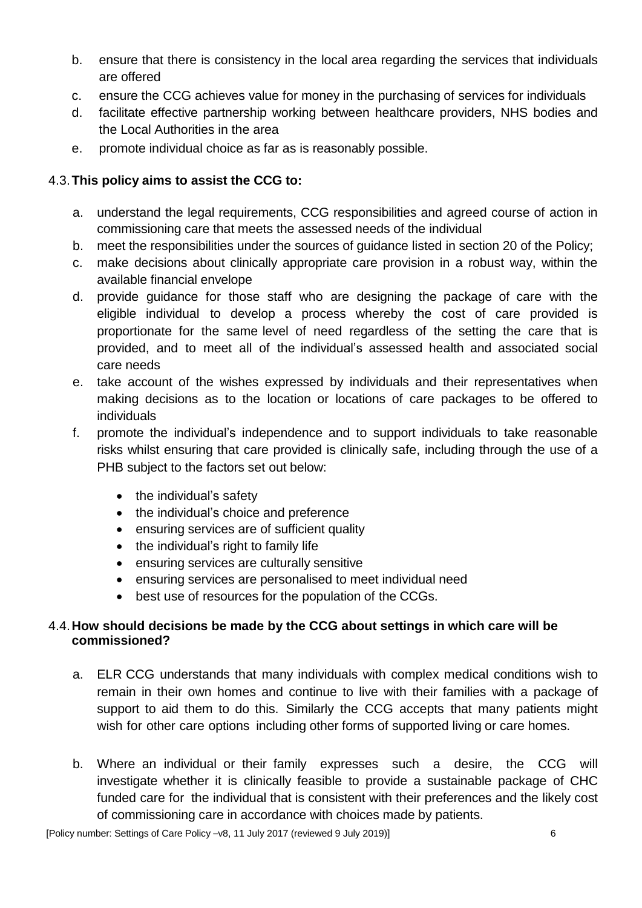b. ensure that there is consistency in the local area regarding the services that individuals are offered
c. ensure the CCG achieves value for money in the purchasing of services for individuals
d. facilitate effective partnership working between healthcare providers, NHS bodies and the Local Authorities in the area
e. promote individual choice as far as is reasonably possible.

### 4.3. This policy aims to assist the CCG to:

a. understand the legal requirements, CCG responsibilities and agreed course of action in commissioning care that meets the assessed needs of the individual
b. meet the responsibilities under the sources of guidance listed in section 20 of the Policy;
c. make decisions about clinically appropriate care provision in a robust way, within the available financial envelope
d. provide guidance for those staff who are designing the package of care with the eligible individual to develop a process whereby the cost of care provided is proportionate for the same level of need regardless of the setting the care that is provided, and to meet all of the individual's assessed health and associated social care needs
e. take account of the wishes expressed by individuals and their representatives when making decisions as to the location or locations of care packages to be offered to individuals
f. promote the individual's independence and to support individuals to take reasonable risks whilst ensuring that care provided is clinically safe, including through the use of a PHB subject to the factors set out below:
    - the individual's safety
    - the individual's choice and preference
    - ensuring services are of sufficient quality
    - the individual's right to family life
    - ensuring services are culturally sensitive
    - ensuring services are personalised to meet individual need
    - best use of resources for the population of the CCGs.

### 4.4. How should decisions be made by the CCG about settings in which care will be commissioned?

a. ELR CCG understands that many individuals with complex medical conditions wish to remain in their own homes and continue to live with their families with a package of support to aid them to do this. Similarly the CCG accepts that many patients might wish for other care options including other forms of supported living or care homes.

b. Where an individual or their family expresses such a desire, the CCG will investigate whether it is clinically feasible to provide a sustainable package of CHC funded care for the individual that is consistent with their preferences and the likely cost of commissioning care in accordance with choices made by patients.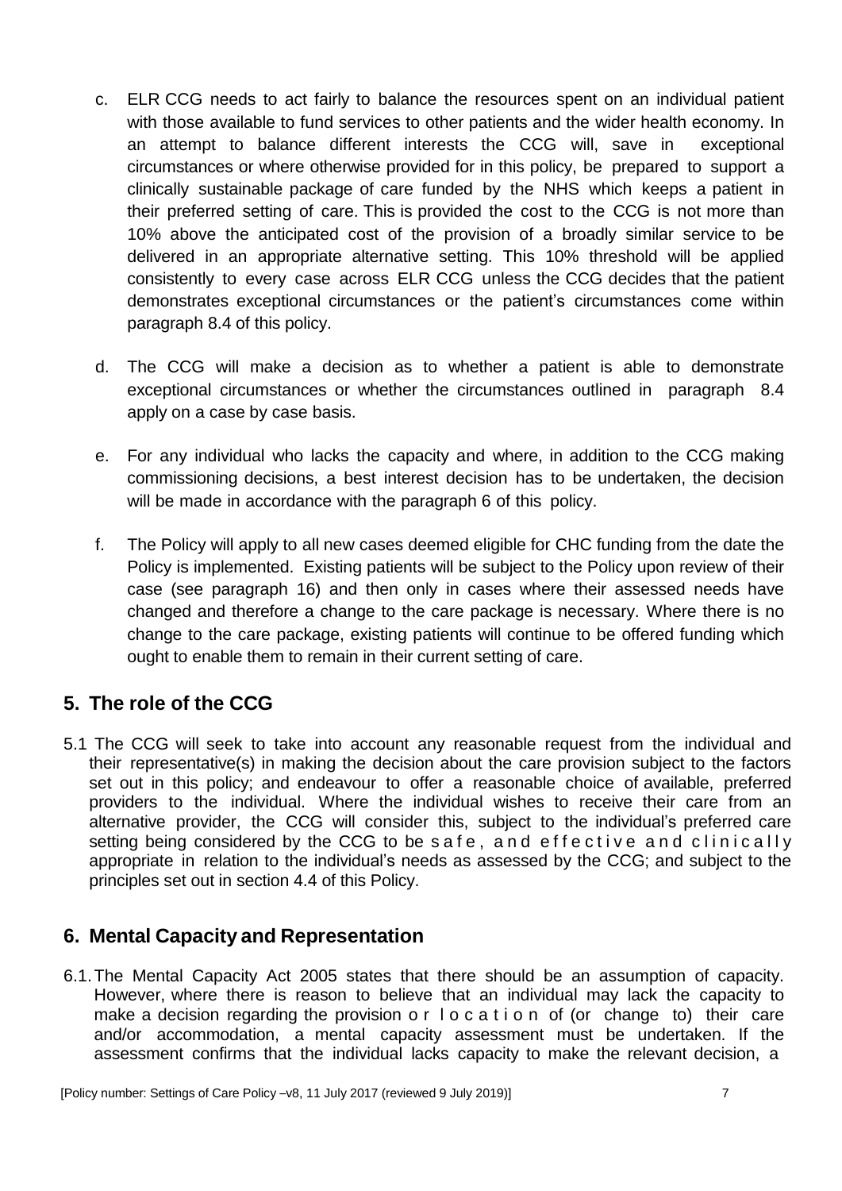c. ELR CCG needs to act fairly to balance the resources spent on an individual patient with those available to fund services to other patients and the wider health economy. In an attempt to balance different interests the CCG will, save in exceptional circumstances or where otherwise provided for in this policy, be prepared to support a clinically sustainable package of care funded by the NHS which keeps a patient in their preferred setting of care. This is provided the cost to the CCG is not more than 10% above the anticipated cost of the provision of a broadly similar service to be delivered in an appropriate alternative setting. This 10% threshold will be applied consistently to every case across ELR CCG unless the CCG decides that the patient demonstrates exceptional circumstances or the patient's circumstances come within paragraph 8.4 of this policy.

d. The CCG will make a decision as to whether a patient is able to demonstrate exceptional circumstances or whether the circumstances outlined in paragraph 8.4 apply on a case by case basis.

e. For any individual who lacks the capacity and where, in addition to the CCG making commissioning decisions, a best interest decision has to be undertaken, the decision will be made in accordance with the paragraph 6 of this policy.

f. The Policy will apply to all new cases deemed eligible for CHC funding from the date the Policy is implemented. Existing patients will be subject to the Policy upon review of their case (see paragraph 16) and then only in cases where their assessed needs have changed and therefore a change to the care package is necessary. Where there is no change to the care package, existing patients will continue to be offered funding which ought to enable them to remain in their current setting of care.

## 5. The role of the CCG

5.1 The CCG will seek to take into account any reasonable request from the individual and their representative(s) in making the decision about the care provision subject to the factors set out in this policy; and endeavour to offer a reasonable choice of available, preferred providers to the individual. Where the individual wishes to receive their care from an alternative provider, the CCG will consider this, subject to the individual's preferred care setting being considered by the CCG to be safe, and effective and clinically appropriate in relation to the individual's needs as assessed by the CCG; and subject to the principles set out in section 4.4 of this Policy.

## 6. Mental Capacity and Representation

6.1. The Mental Capacity Act 2005 states that there should be an assumption of capacity. However, where there is reason to believe that an individual may lack the capacity to make a decision regarding the provision or location of (or change to) their care and/or accommodation, a mental capacity assessment must be undertaken. If the assessment confirms that the individual lacks capacity to make the relevant decision, a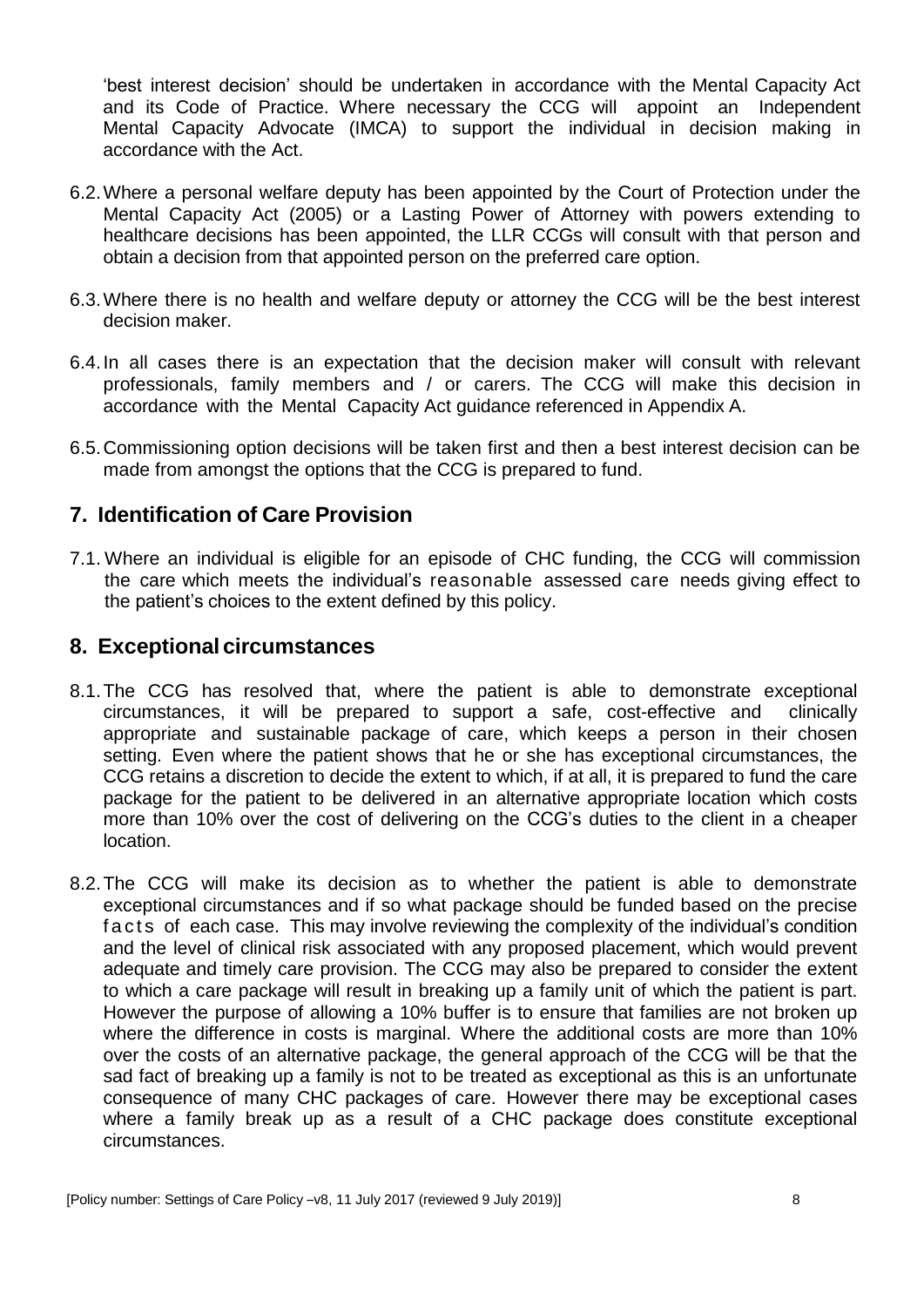'best interest decision' should be undertaken in accordance with the Mental Capacity Act and its Code of Practice. Where necessary the CCG will appoint an Independent Mental Capacity Advocate (IMCA) to support the individual in decision making in accordance with the Act.

6.2. Where a personal welfare deputy has been appointed by the Court of Protection under the Mental Capacity Act (2005) or a Lasting Power of Attorney with powers extending to healthcare decisions has been appointed, the LLR CCGs will consult with that person and obtain a decision from that appointed person on the preferred care option.

6.3. Where there is no health and welfare deputy or attorney the CCG will be the best interest decision maker.

6.4. In all cases there is an expectation that the decision maker will consult with relevant professionals, family members and / or carers. The CCG will make this decision in accordance with the Mental Capacity Act guidance referenced in Appendix A.

6.5. Commissioning option decisions will be taken first and then a best interest decision can be made from amongst the options that the CCG is prepared to fund.

## 7. Identification of Care Provision

7.1. Where an individual is eligible for an episode of CHC funding, the CCG will commission the care which meets the individual's reasonable assessed care needs giving effect to the patient's choices to the extent defined by this policy.

## 8. Exceptional circumstances

8.1. The CCG has resolved that, where the patient is able to demonstrate exceptional circumstances, it will be prepared to support a safe, cost-effective and clinically appropriate and sustainable package of care, which keeps a person in their chosen setting. Even where the patient shows that he or she has exceptional circumstances, the CCG retains a discretion to decide the extent to which, if at all, it is prepared to fund the care package for the patient to be delivered in an alternative appropriate location which costs more than 10% over the cost of delivering on the CCG's duties to the client in a cheaper location.

8.2. The CCG will make its decision as to whether the patient is able to demonstrate exceptional circumstances and if so what package should be funded based on the precise facts of each case. This may involve reviewing the complexity of the individual's condition and the level of clinical risk associated with any proposed placement, which would prevent adequate and timely care provision. The CCG may also be prepared to consider the extent to which a care package will result in breaking up a family unit of which the patient is part. However the purpose of allowing a 10% buffer is to ensure that families are not broken up where the difference in costs is marginal. Where the additional costs are more than 10% over the costs of an alternative package, the general approach of the CCG will be that the sad fact of breaking up a family is not to be treated as exceptional as this is an unfortunate consequence of many CHC packages of care. However there may be exceptional cases where a family break up as a result of a CHC package does constitute exceptional circumstances.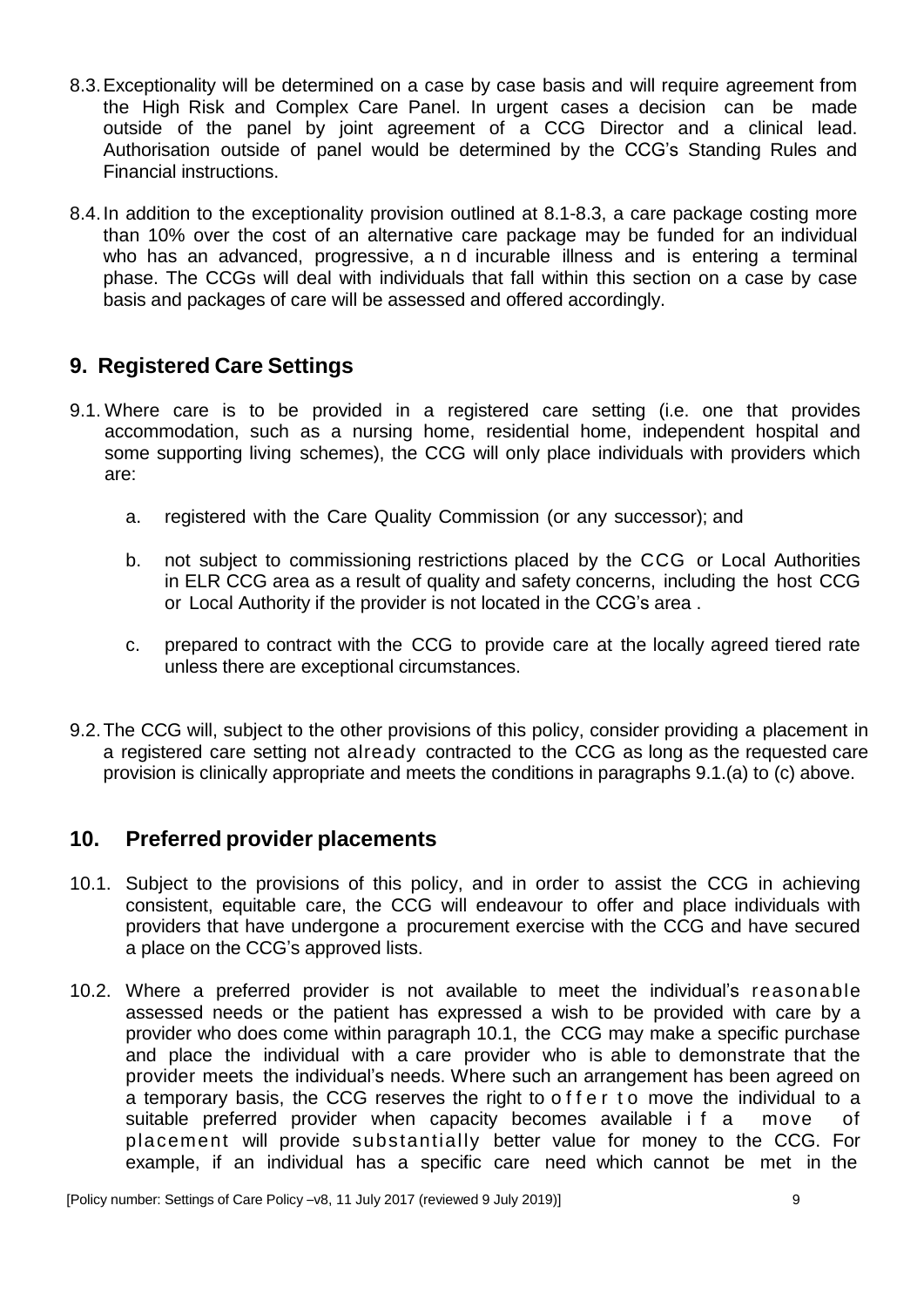8.3. Exceptionality will be determined on a case by case basis and will require agreement from the High Risk and Complex Care Panel. In urgent cases a decision can be made outside of the panel by joint agreement of a CCG Director and a clinical lead. Authorisation outside of panel would be determined by the CCG's Standing Rules and Financial instructions.

8.4. In addition to the exceptionality provision outlined at 8.1-8.3, a care package costing more than 10% over the cost of an alternative care package may be funded for an individual who has an advanced, progressive, and incurable illness and is entering a terminal phase. The CCGs will deal with individuals that fall within this section on a case by case basis and packages of care will be assessed and offered accordingly.

## 9. Registered Care Settings

9.1. Where care is to be provided in a registered care setting (i.e. one that provides accommodation, such as a nursing home, residential home, independent hospital and some supporting living schemes), the CCG will only place individuals with providers which are:

  a. registered with the Care Quality Commission (or any successor); and

  b. not subject to commissioning restrictions placed by the CCG or Local Authorities in ELR CCG area as a result of quality and safety concerns, including the host CCG or Local Authority if the provider is not located in the CCG's area .

  c. prepared to contract with the CCG to provide care at the locally agreed tiered rate unless there are exceptional circumstances.

9.2. The CCG will, subject to the other provisions of this policy, consider providing a placement in a registered care setting not already contracted to the CCG as long as the requested care provision is clinically appropriate and meets the conditions in paragraphs 9.1.(a) to (c) above.

## 10. Preferred provider placements

10.1. Subject to the provisions of this policy, and in order to assist the CCG in achieving consistent, equitable care, the CCG will endeavour to offer and place individuals with providers that have undergone a procurement exercise with the CCG and have secured a place on the CCG's approved lists.

10.2. Where a preferred provider is not available to meet the individual's reasonable assessed needs or the patient has expressed a wish to be provided with care by a provider who does come within paragraph 10.1, the CCG may make a specific purchase and place the individual with a care provider who is able to demonstrate that the provider meets the individual's needs. Where such an arrangement has been agreed on a temporary basis, the CCG reserves the right to offer to move the individual to a suitable preferred provider when capacity becomes available if a move of placement will provide substantially better value for money to the CCG. For example, if an individual has a specific care need which cannot be met in the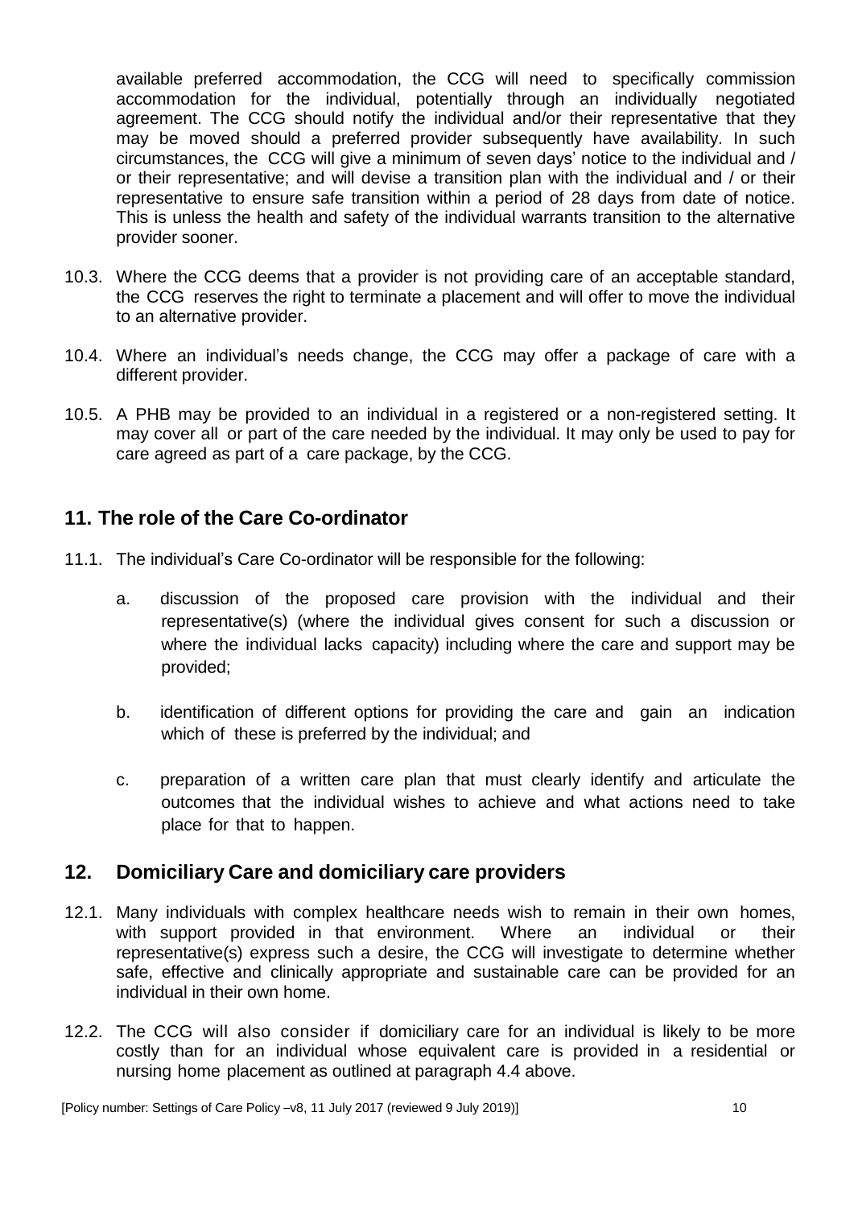available preferred accommodation, the CCG will need to specifically commission accommodation for the individual, potentially through an individually negotiated agreement. The CCG should notify the individual and/or their representative that they may be moved should a preferred provider subsequently have availability. In such circumstances, the CCG will give a minimum of seven days' notice to the individual and / or their representative; and will devise a transition plan with the individual and / or their representative to ensure safe transition within a period of 28 days from date of notice. This is unless the health and safety of the individual warrants transition to the alternative provider sooner.

10.3. Where the CCG deems that a provider is not providing care of an acceptable standard, the CCG reserves the right to terminate a placement and will offer to move the individual to an alternative provider.

10.4. Where an individual's needs change, the CCG may offer a package of care with a different provider.

10.5. A PHB may be provided to an individual in a registered or a non-registered setting. It may cover all or part of the care needed by the individual. It may only be used to pay for care agreed as part of a care package, by the CCG.

## 11. The role of the Care Co-ordinator

11.1. The individual's Care Co-ordinator will be responsible for the following:

a. discussion of the proposed care provision with the individual and their representative(s) (where the individual gives consent for such a discussion or where the individual lacks capacity) including where the care and support may be provided;

b. identification of different options for providing the care and gain an indication which of these is preferred by the individual; and

c. preparation of a written care plan that must clearly identify and articulate the outcomes that the individual wishes to achieve and what actions need to take place for that to happen.

## 12. Domiciliary Care and domiciliary care providers

12.1. Many individuals with complex healthcare needs wish to remain in their own homes, with support provided in that environment. Where an individual or their representative(s) express such a desire, the CCG will investigate to determine whether safe, effective and clinically appropriate and sustainable care can be provided for an individual in their own home.

12.2. The CCG will also consider if domiciliary care for an individual is likely to be more costly than for an individual whose equivalent care is provided in a residential or nursing home placement as outlined at paragraph 4.4 above.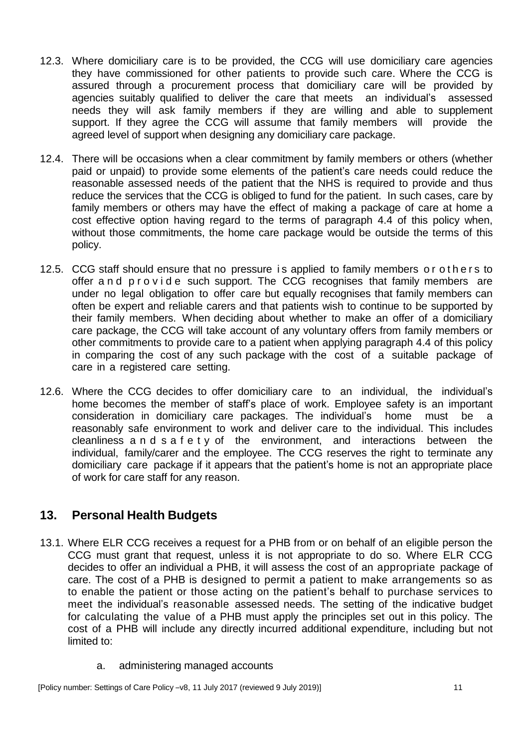12.3. Where domiciliary care is to be provided, the CCG will use domiciliary care agencies they have commissioned for other patients to provide such care. Where the CCG is assured through a procurement process that domiciliary care will be provided by agencies suitably qualified to deliver the care that meets an individual's assessed needs they will ask family members if they are willing and able to supplement support. If they agree the CCG will assume that family members will provide the agreed level of support when designing any domiciliary care package.

12.4. There will be occasions when a clear commitment by family members or others (whether paid or unpaid) to provide some elements of the patient's care needs could reduce the reasonable assessed needs of the patient that the NHS is required to provide and thus reduce the services that the CCG is obliged to fund for the patient. In such cases, care by family members or others may have the effect of making a package of care at home a cost effective option having regard to the terms of paragraph 4.4 of this policy when, without those commitments, the home care package would be outside the terms of this policy.

12.5. CCG staff should ensure that no pressure is applied to family members or others to offer and provide such support. The CCG recognises that family members are under no legal obligation to offer care but equally recognises that family members can often be expert and reliable carers and that patients wish to continue to be supported by their family members. When deciding about whether to make an offer of a domiciliary care package, the CCG will take account of any voluntary offers from family members or other commitments to provide care to a patient when applying paragraph 4.4 of this policy in comparing the cost of any such package with the cost of a suitable package of care in a registered care setting.

12.6. Where the CCG decides to offer domiciliary care to an individual, the individual's home becomes the member of staff's place of work. Employee safety is an important consideration in domiciliary care packages. The individual's home must be a reasonably safe environment to work and deliver care to the individual. This includes cleanliness and safety of the environment, and interactions between the individual, family/carer and the employee. The CCG reserves the right to terminate any domiciliary care package if it appears that the patient's home is not an appropriate place of work for care staff for any reason.

## 13. Personal Health Budgets

13.1. Where ELR CCG receives a request for a PHB from or on behalf of an eligible person the CCG must grant that request, unless it is not appropriate to do so. Where ELR CCG decides to offer an individual a PHB, it will assess the cost of an appropriate package of care. The cost of a PHB is designed to permit a patient to make arrangements so as to enable the patient or those acting on the patient's behalf to purchase services to meet the individual's reasonable assessed needs. The setting of the indicative budget for calculating the value of a PHB must apply the principles set out in this policy. The cost of a PHB will include any directly incurred additional expenditure, including but not limited to:

   a. administering managed accounts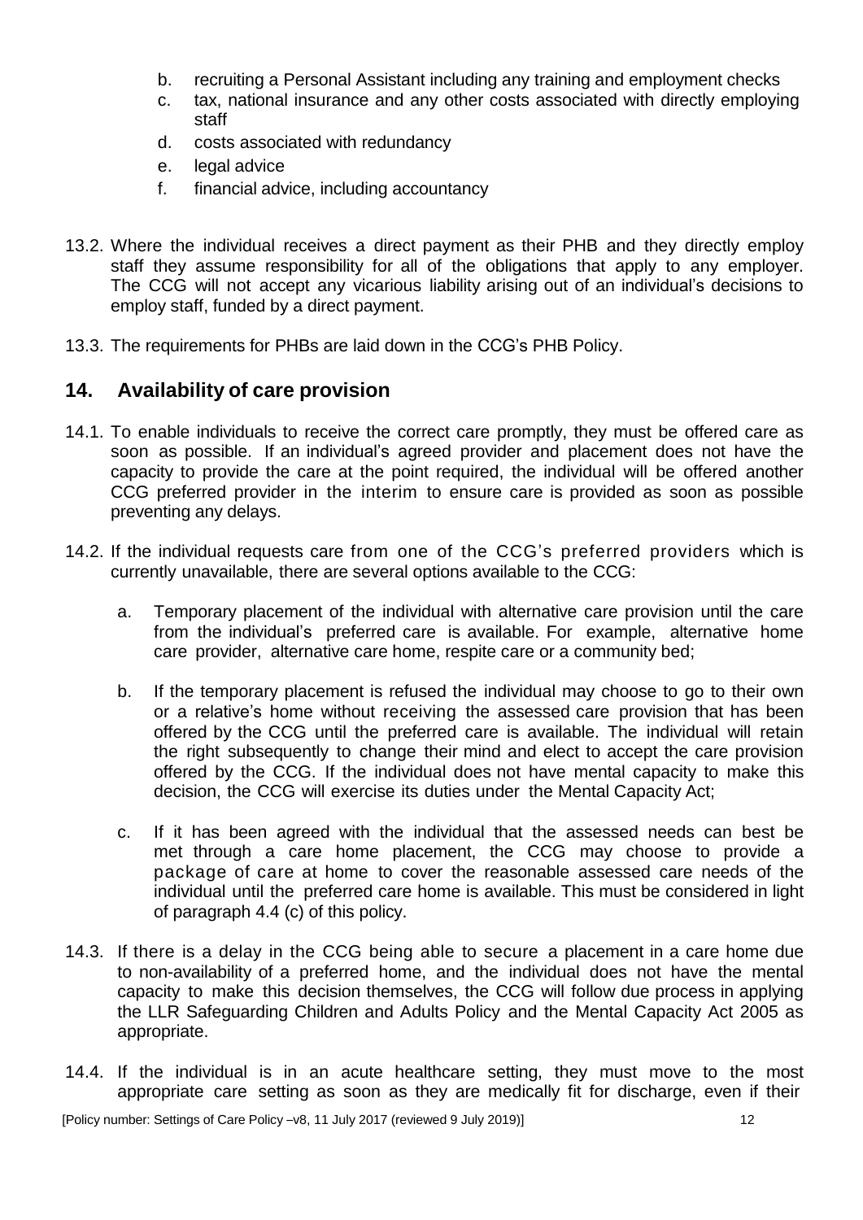b. recruiting a Personal Assistant including any training and employment checks
c. tax, national insurance and any other costs associated with directly employing staff
d. costs associated with redundancy
e. legal advice
f. financial advice, including accountancy

13.2. Where the individual receives a direct payment as their PHB and they directly employ staff they assume responsibility for all of the obligations that apply to any employer. The CCG will not accept any vicarious liability arising out of an individual's decisions to employ staff, funded by a direct payment.

13.3. The requirements for PHBs are laid down in the CCG's PHB Policy.

## 14. Availability of care provision

14.1. To enable individuals to receive the correct care promptly, they must be offered care as soon as possible. If an individual's agreed provider and placement does not have the capacity to provide the care at the point required, the individual will be offered another CCG preferred provider in the interim to ensure care is provided as soon as possible preventing any delays.

14.2. If the individual requests care from one of the CCG's preferred providers which is currently unavailable, there are several options available to the CCG:

a. Temporary placement of the individual with alternative care provision until the care from the individual's preferred care is available. For example, alternative home care provider, alternative care home, respite care or a community bed;

b. If the temporary placement is refused the individual may choose to go to their own or a relative's home without receiving the assessed care provision that has been offered by the CCG until the preferred care is available. The individual will retain the right subsequently to change their mind and elect to accept the care provision offered by the CCG. If the individual does not have mental capacity to make this decision, the CCG will exercise its duties under the Mental Capacity Act;

c. If it has been agreed with the individual that the assessed needs can best be met through a care home placement, the CCG may choose to provide a package of care at home to cover the reasonable assessed care needs of the individual until the preferred care home is available. This must be considered in light of paragraph 4.4 (c) of this policy.

14.3. If there is a delay in the CCG being able to secure a placement in a care home due to non-availability of a preferred home, and the individual does not have the mental capacity to make this decision themselves, the CCG will follow due process in applying the LLR Safeguarding Children and Adults Policy and the Mental Capacity Act 2005 as appropriate.

14.4. If the individual is in an acute healthcare setting, they must move to the most appropriate care setting as soon as they are medically fit for discharge, even if their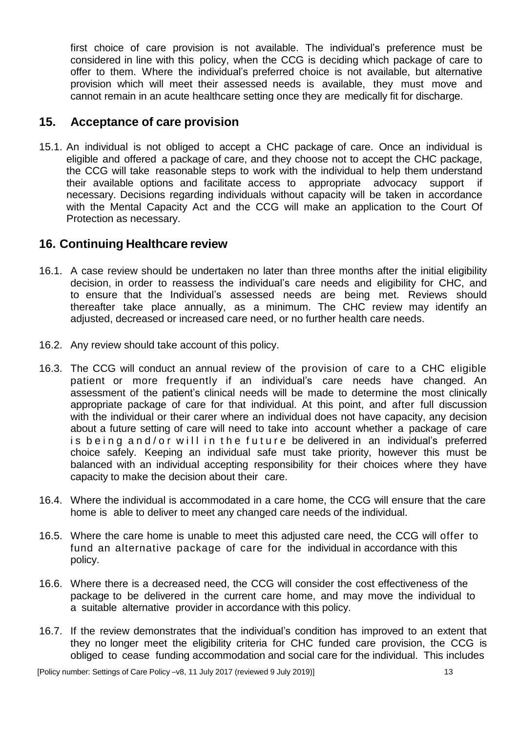first choice of care provision is not available. The individual's preference must be considered in line with this policy, when the CCG is deciding which package of care to offer to them. Where the individual's preferred choice is not available, but alternative provision which will meet their assessed needs is available, they must move and cannot remain in an acute healthcare setting once they are medically fit for discharge.

## 15. Acceptance of care provision

15.1. An individual is not obliged to accept a CHC package of care. Once an individual is eligible and offered a package of care, and they choose not to accept the CHC package, the CCG will take reasonable steps to work with the individual to help them understand their available options and facilitate access to appropriate advocacy support if necessary. Decisions regarding individuals without capacity will be taken in accordance with the Mental Capacity Act and the CCG will make an application to the Court Of Protection as necessary.

## 16. Continuing Healthcare review

16.1. A case review should be undertaken no later than three months after the initial eligibility decision, in order to reassess the individual's care needs and eligibility for CHC, and to ensure that the Individual's assessed needs are being met. Reviews should thereafter take place annually, as a minimum. The CHC review may identify an adjusted, decreased or increased care need, or no further health care needs.

16.2. Any review should take account of this policy.

16.3. The CCG will conduct an annual review of the provision of care to a CHC eligible patient or more frequently if an individual's care needs have changed. An assessment of the patient's clinical needs will be made to determine the most clinically appropriate package of care for that individual. At this point, and after full discussion with the individual or their carer where an individual does not have capacity, any decision about a future setting of care will need to take into account whether a package of care is being and/or will in the future be delivered in an individual's preferred choice safely. Keeping an individual safe must take priority, however this must be balanced with an individual accepting responsibility for their choices where they have capacity to make the decision about their care.

16.4. Where the individual is accommodated in a care home, the CCG will ensure that the care home is able to deliver to meet any changed care needs of the individual.

16.5. Where the care home is unable to meet this adjusted care need, the CCG will offer to fund an alternative package of care for the individual in accordance with this policy.

16.6. Where there is a decreased need, the CCG will consider the cost effectiveness of the package to be delivered in the current care home, and may move the individual to a suitable alternative provider in accordance with this policy.

16.7. If the review demonstrates that the individual's condition has improved to an extent that they no longer meet the eligibility criteria for CHC funded care provision, the CCG is obliged to cease funding accommodation and social care for the individual. This includes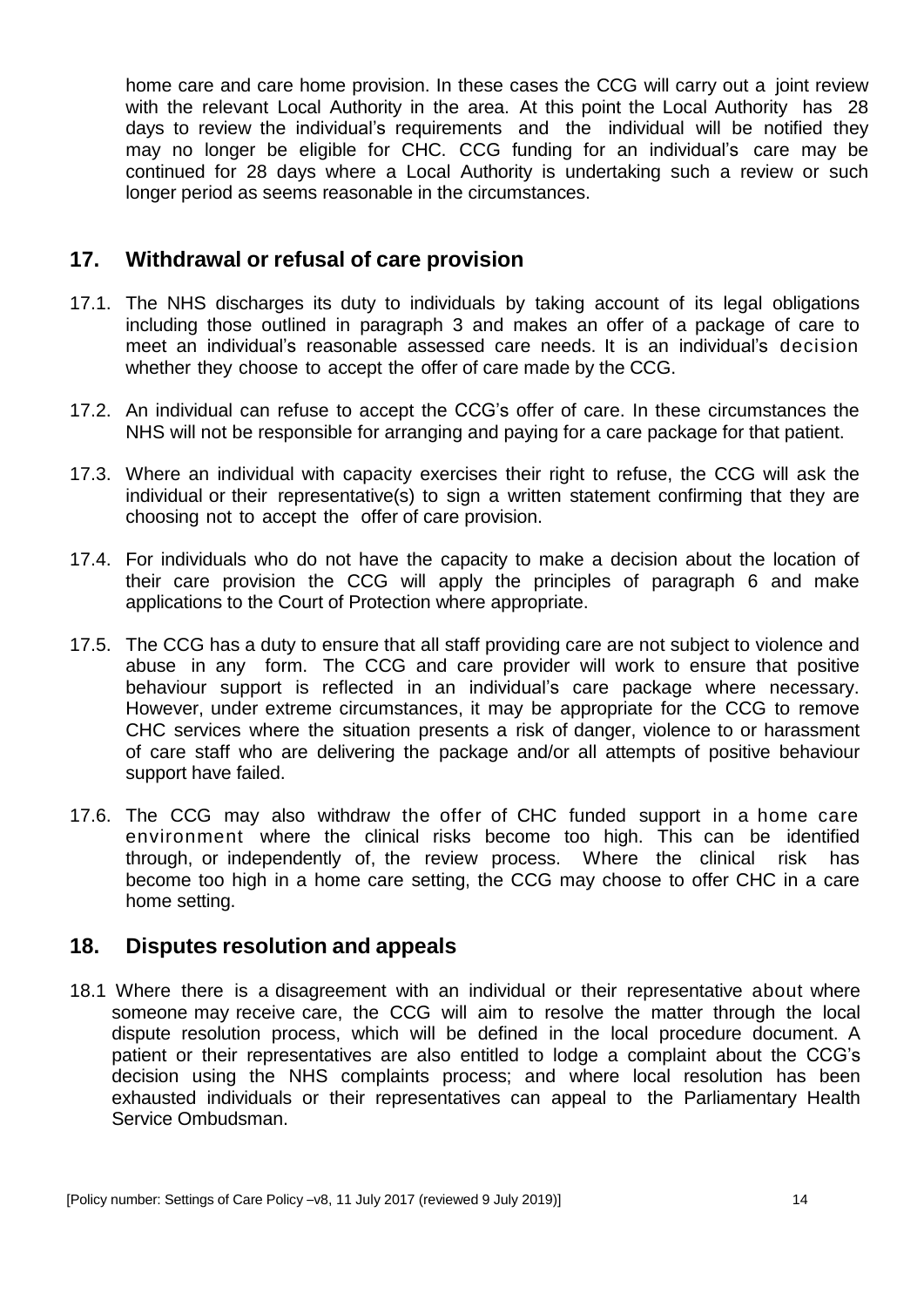home care and care home provision. In these cases the CCG will carry out a joint review with the relevant Local Authority in the area. At this point the Local Authority has 28 days to review the individual's requirements and the individual will be notified they may no longer be eligible for CHC. CCG funding for an individual's care may be continued for 28 days where a Local Authority is undertaking such a review or such longer period as seems reasonable in the circumstances.

## 17. Withdrawal or refusal of care provision

17.1. The NHS discharges its duty to individuals by taking account of its legal obligations including those outlined in paragraph 3 and makes an offer of a package of care to meet an individual's reasonable assessed care needs. It is an individual's decision whether they choose to accept the offer of care made by the CCG.

17.2. An individual can refuse to accept the CCG's offer of care. In these circumstances the NHS will not be responsible for arranging and paying for a care package for that patient.

17.3. Where an individual with capacity exercises their right to refuse, the CCG will ask the individual or their representative(s) to sign a written statement confirming that they are choosing not to accept the offer of care provision.

17.4. For individuals who do not have the capacity to make a decision about the location of their care provision the CCG will apply the principles of paragraph 6 and make applications to the Court of Protection where appropriate.

17.5. The CCG has a duty to ensure that all staff providing care are not subject to violence and abuse in any form. The CCG and care provider will work to ensure that positive behaviour support is reflected in an individual's care package where necessary. However, under extreme circumstances, it may be appropriate for the CCG to remove CHC services where the situation presents a risk of danger, violence to or harassment of care staff who are delivering the package and/or all attempts of positive behaviour support have failed.

17.6. The CCG may also withdraw the offer of CHC funded support in a home care environment where the clinical risks become too high. This can be identified through, or independently of, the review process. Where the clinical risk has become too high in a home care setting, the CCG may choose to offer CHC in a care home setting.

## 18. Disputes resolution and appeals

18.1 Where there is a disagreement with an individual or their representative about where someone may receive care, the CCG will aim to resolve the matter through the local dispute resolution process, which will be defined in the local procedure document. A patient or their representatives are also entitled to lodge a complaint about the CCG's decision using the NHS complaints process; and where local resolution has been exhausted individuals or their representatives can appeal to the Parliamentary Health Service Ombudsman.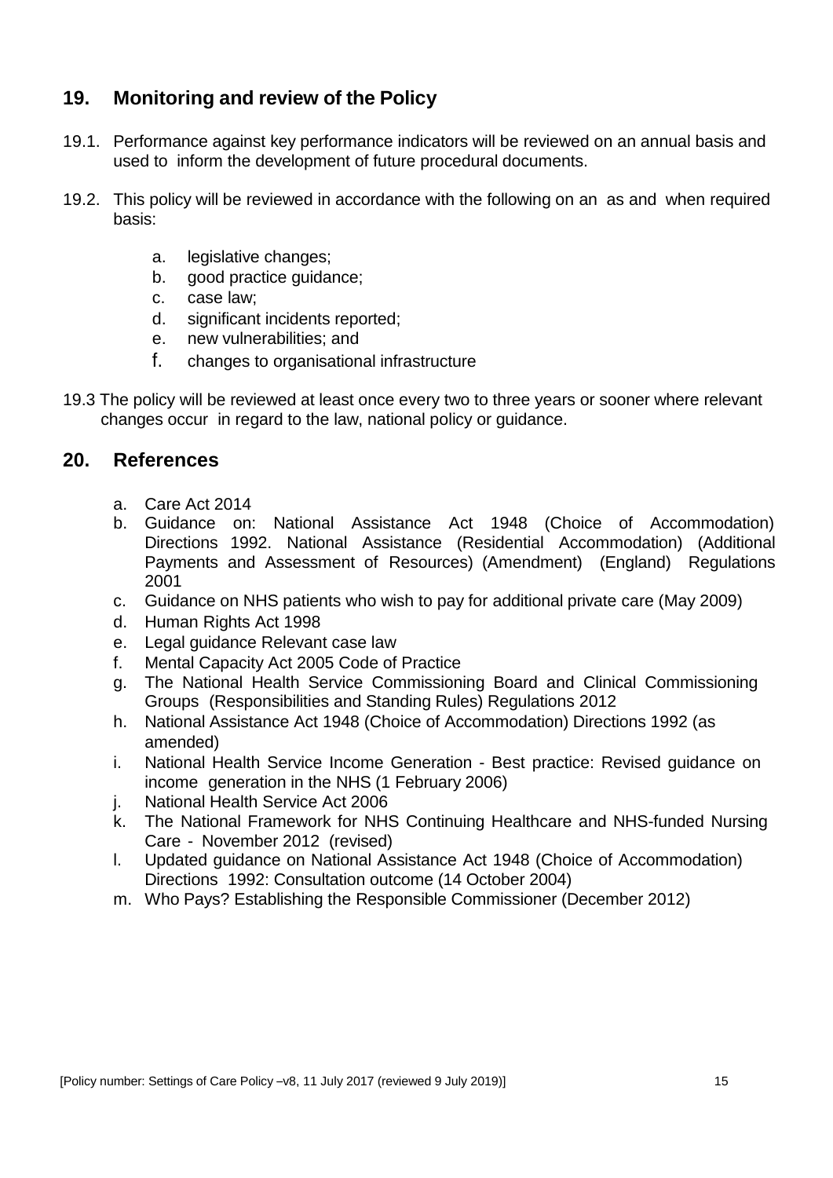## 19. Monitoring and review of the Policy

19.1. Performance against key performance indicators will be reviewed on an annual basis and used to inform the development of future procedural documents.

19.2. This policy will be reviewed in accordance with the following on an as and when required basis:

a. legislative changes;
b. good practice guidance;
c. case law;
d. significant incidents reported;
e. new vulnerabilities; and
f. changes to organisational infrastructure

19.3 The policy will be reviewed at least once every two to three years or sooner where relevant changes occur in regard to the law, national policy or guidance.

## 20. References

a. Care Act 2014
b. Guidance on: National Assistance Act 1948 (Choice of Accommodation) Directions 1992. National Assistance (Residential Accommodation) (Additional Payments and Assessment of Resources) (Amendment) (England) Regulations 2001
c. Guidance on NHS patients who wish to pay for additional private care (May 2009)
d. Human Rights Act 1998
e. Legal guidance Relevant case law
f. Mental Capacity Act 2005 Code of Practice
g. The National Health Service Commissioning Board and Clinical Commissioning Groups (Responsibilities and Standing Rules) Regulations 2012
h. National Assistance Act 1948 (Choice of Accommodation) Directions 1992 (as amended)
i. National Health Service Income Generation - Best practice: Revised guidance on income generation in the NHS (1 February 2006)
j. National Health Service Act 2006
k. The National Framework for NHS Continuing Healthcare and NHS-funded Nursing Care - November 2012 (revised)
l. Updated guidance on National Assistance Act 1948 (Choice of Accommodation) Directions 1992: Consultation outcome (14 October 2004)
m. Who Pays? Establishing the Responsible Commissioner (December 2012)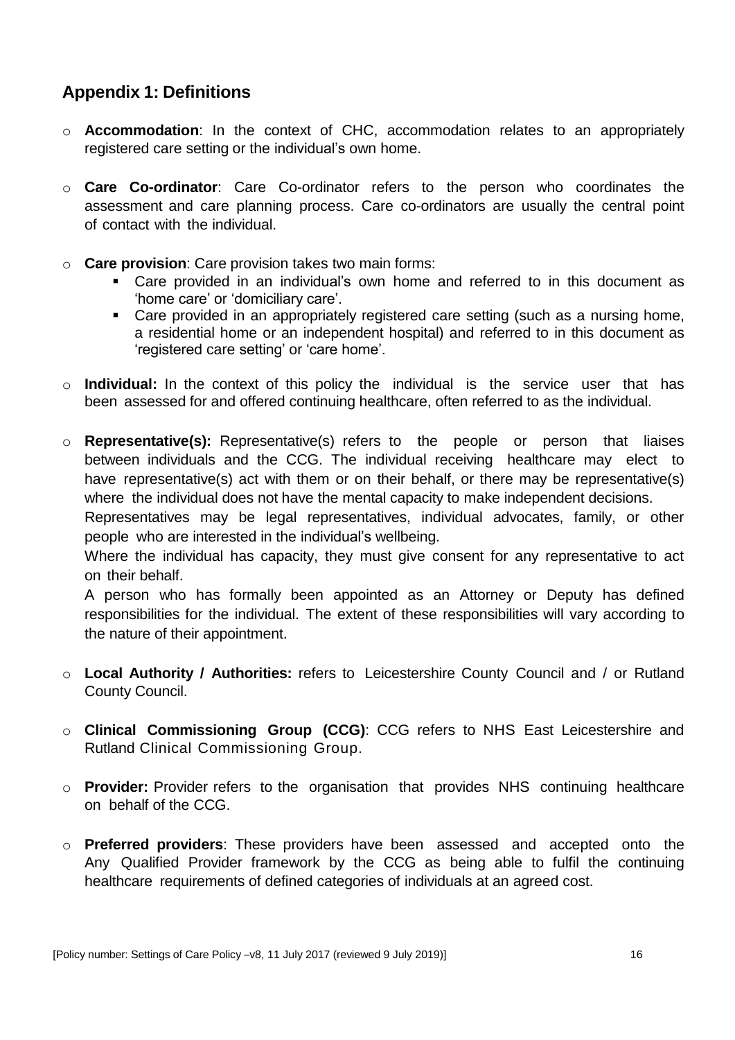## Appendix 1: Definitions

- **Accommodation**: In the context of CHC, accommodation relates to an appropriately registered care setting or the individual's own home.

- **Care Co-ordinator**: Care Co-ordinator refers to the person who coordinates the assessment and care planning process. Care co-ordinators are usually the central point of contact with the individual.

- **Care provision**: Care provision takes two main forms:
  - Care provided in an individual's own home and referred to in this document as 'home care' or 'domiciliary care'.
  - Care provided in an appropriately registered care setting (such as a nursing home, a residential home or an independent hospital) and referred to in this document as 'registered care setting' or 'care home'.

- **Individual:** In the context of this policy the individual is the service user that has been assessed for and offered continuing healthcare, often referred to as the individual.

- **Representative(s):** Representative(s) refers to the people or person that liaises between individuals and the CCG. The individual receiving healthcare may elect to have representative(s) act with them or on their behalf, or there may be representative(s) where the individual does not have the mental capacity to make independent decisions.
  Representatives may be legal representatives, individual advocates, family, or other people who are interested in the individual's wellbeing.
  Where the individual has capacity, they must give consent for any representative to act on their behalf.
  A person who has formally been appointed as an Attorney or Deputy has defined responsibilities for the individual. The extent of these responsibilities will vary according to the nature of their appointment.

- **Local Authority / Authorities:** refers to Leicestershire County Council and / or Rutland County Council.

- **Clinical Commissioning Group (CCG)**: CCG refers to NHS East Leicestershire and Rutland Clinical Commissioning Group.

- **Provider:** Provider refers to the organisation that provides NHS continuing healthcare on behalf of the CCG.

- **Preferred providers**: These providers have been assessed and accepted onto the Any Qualified Provider framework by the CCG as being able to fulfil the continuing healthcare requirements of defined categories of individuals at an agreed cost.